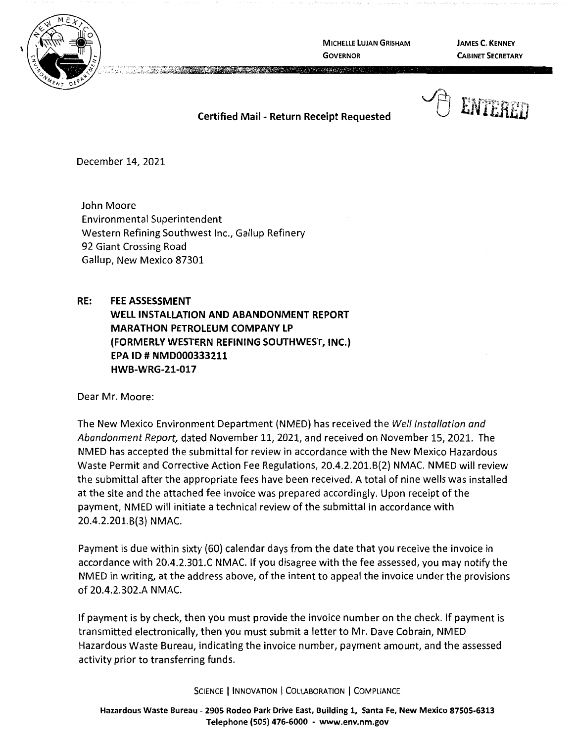MICHELLE LUJAN GRISHAM
GOVERNOR

JAMES C. KENNEY
CABINET SECRETARY

ENTERED

**Certified Mail - Return Receipt Requested**

December 14, 2021

John Moore
Environmental Superintendent
Western Refining Southwest Inc., Gallup Refinery
92 Giant Crossing Road
Gallup, New Mexico 87301

**RE: FEE ASSESSMENT**
**WELL INSTALLATION AND ABANDONMENT REPORT**
**MARATHON PETROLEUM COMPANY LP**
**(FORMERLY WESTERN REFINING SOUTHWEST, INC.)**
**EPA ID # NMD000333211**
**HWB-WRG-21-017**

Dear Mr. Moore:

The New Mexico Environment Department (NMED) has received the *Well Installation and Abandonment Report,* dated November 11, 2021, and received on November 15, 2021. The NMED has accepted the submittal for review in accordance with the New Mexico Hazardous Waste Permit and Corrective Action Fee Regulations, 20.4.2.201.B(2) NMAC. NMED will review the submittal after the appropriate fees have been received. A total of nine wells was installed at the site and the attached fee invoice was prepared accordingly. Upon receipt of the payment, NMED will initiate a technical review of the submittal in accordance with 20.4.2.201.B(3) NMAC.

Payment is due within sixty (60) calendar days from the date that you receive the invoice in accordance with 20.4.2.301.C NMAC. If you disagree with the fee assessed, you may notify the NMED in writing, at the address above, of the intent to appeal the invoice under the provisions of 20.4.2.302.A NMAC.

If payment is by check, then you must provide the invoice number on the check. If payment is transmitted electronically, then you must submit a letter to Mr. Dave Cobrain, NMED Hazardous Waste Bureau, indicating the invoice number, payment amount, and the assessed activity prior to transferring funds.

SCIENCE | INNOVATION | COLLABORATION | COMPLIANCE

**Hazardous Waste Bureau - 2905 Rodeo Park Drive East, Building 1, Santa Fe, New Mexico 87505-6313**
**Telephone (505) 476-6000 - www.env.nm.gov**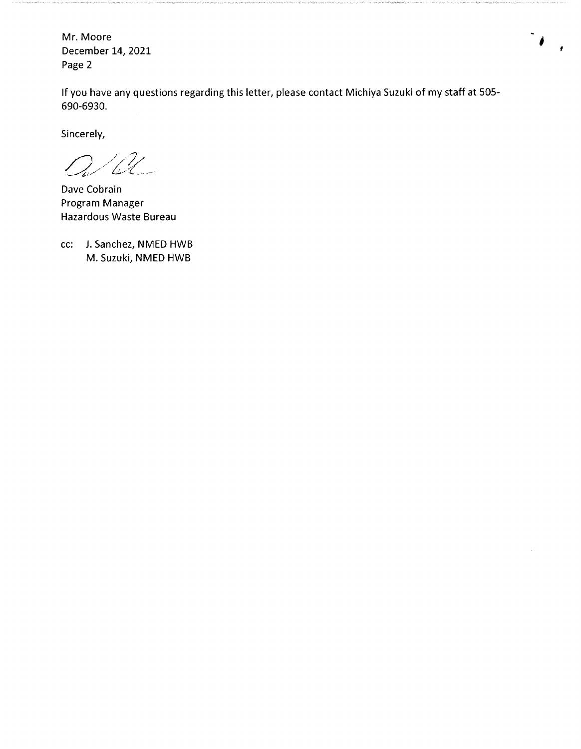Mr. Moore
December 14, 2021
Page 2

If you have any questions regarding this letter, please contact Michiya Suzuki of my staff at 505-690-6930.

Sincerely,

Dave Cobrain
Program Manager
Hazardous Waste Bureau

cc: J. Sanchez, NMED HWB
M. Suzuki, NMED HWB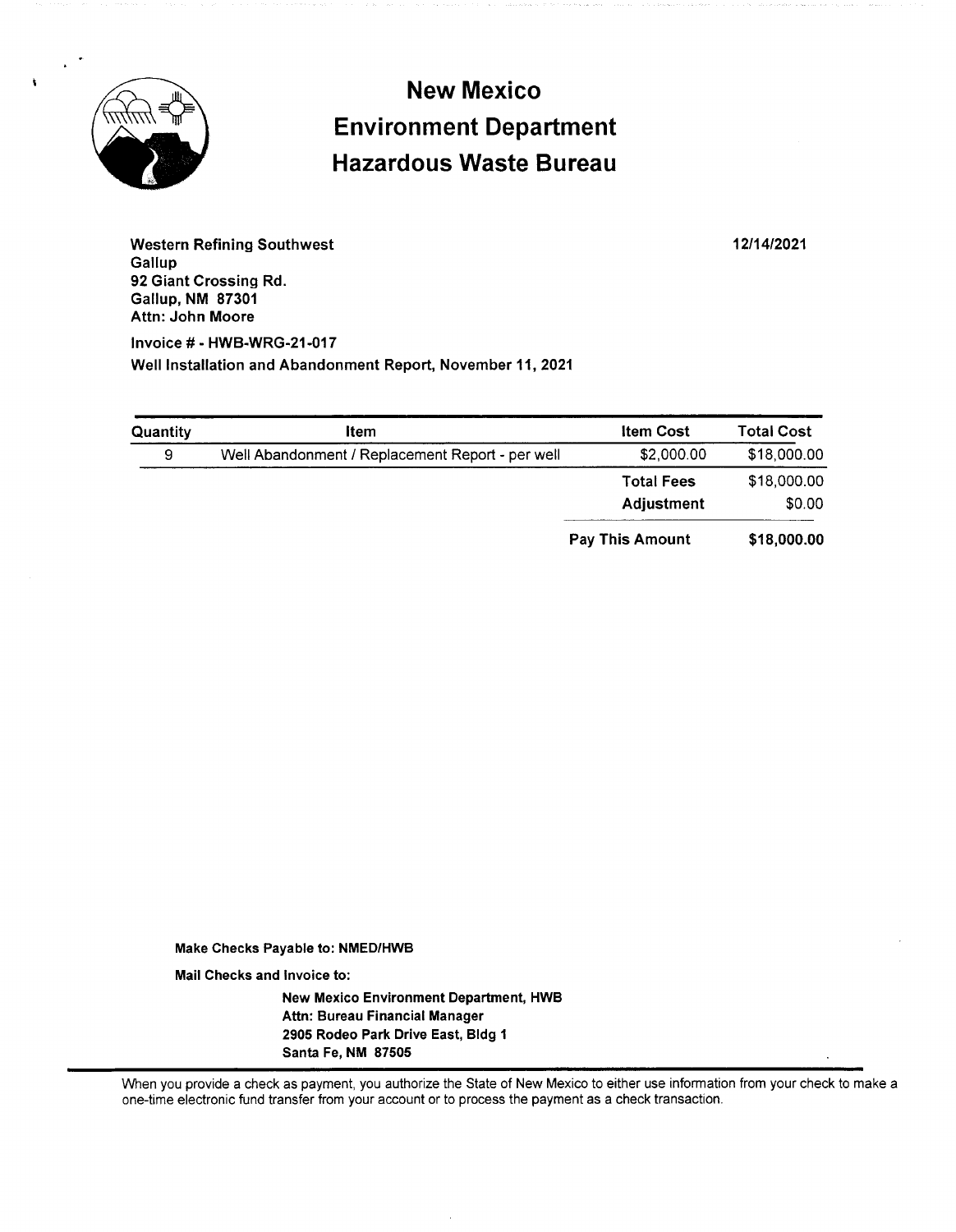# New Mexico Environment Department Hazardous Waste Bureau

**Western Refining Southwest**
**Gallup**
**92 Giant Crossing Rd.**
**Gallup, NM 87301**
**Attn: John Moore**

**12/14/2021**

**Invoice # - HWB-WRG-21-017**

**Well Installation and Abandonment Report, November 11, 2021**

| Quantity | Item | Item Cost | Total Cost |
|---|---|---|---|
| 9 | Well Abandonment / Replacement Report - per well | $2,000.00 | $18,000.00 |
| | | **Total Fees** | $18,000.00 |
| | | **Adjustment** | $0.00 |
| | | **Pay This Amount** | **$18,000.00** |

**Make Checks Payable to: NMED/HWB**

**Mail Checks and Invoice to:**

**New Mexico Environment Department, HWB**
**Attn: Bureau Financial Manager**
**2905 Rodeo Park Drive East, Bldg 1**
**Santa Fe, NM 87505**

When you provide a check as payment, you authorize the State of New Mexico to either use information from your check to make a one-time electronic fund transfer from your account or to process the payment as a check transaction.